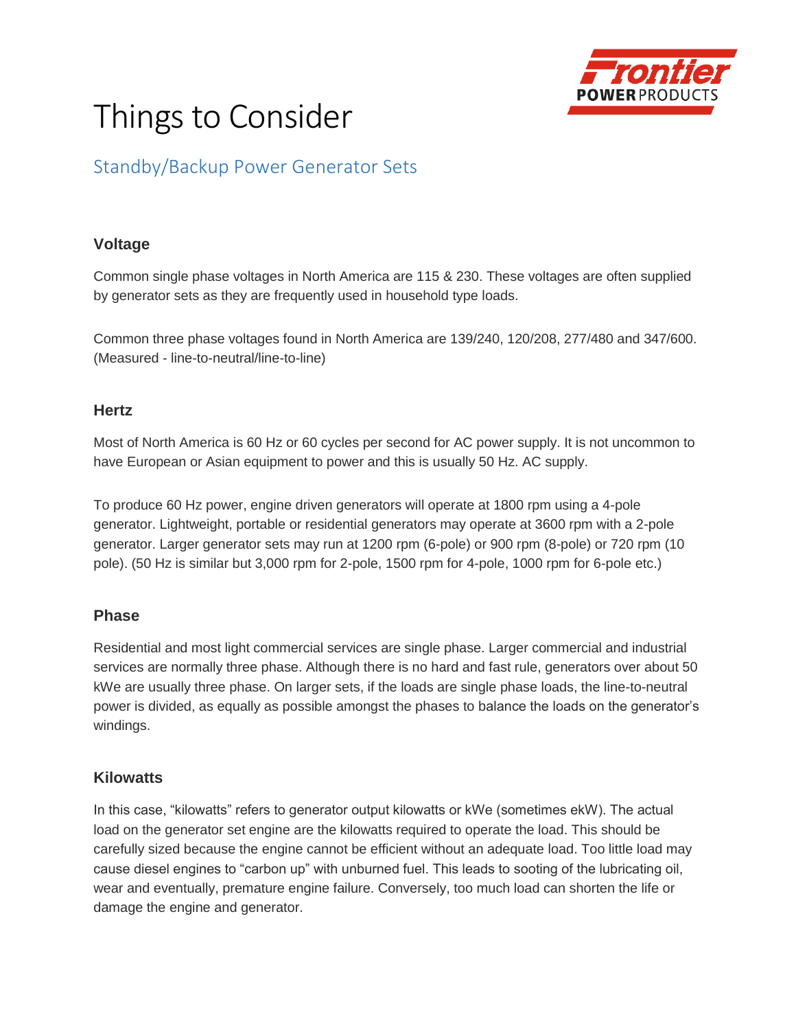# Things to Consider

## Standby/Backup Power Generator Sets

### Voltage

Common single phase voltages in North America are 115 & 230. These voltages are often supplied by generator sets as they are frequently used in household type loads.

Common three phase voltages found in North America are 139/240, 120/208, 277/480 and 347/600. (Measured - line-to-neutral/line-to-line)

### Hertz

Most of North America is 60 Hz or 60 cycles per second for AC power supply. It is not uncommon to have European or Asian equipment to power and this is usually 50 Hz. AC supply.

To produce 60 Hz power, engine driven generators will operate at 1800 rpm using a 4-pole generator. Lightweight, portable or residential generators may operate at 3600 rpm with a 2-pole generator. Larger generator sets may run at 1200 rpm (6-pole) or 900 rpm (8-pole) or 720 rpm (10 pole). (50 Hz is similar but 3,000 rpm for 2-pole, 1500 rpm for 4-pole, 1000 rpm for 6-pole etc.)

### Phase

Residential and most light commercial services are single phase. Larger commercial and industrial services are normally three phase. Although there is no hard and fast rule, generators over about 50 kWe are usually three phase. On larger sets, if the loads are single phase loads, the line-to-neutral power is divided, as equally as possible amongst the phases to balance the loads on the generator's windings.

### Kilowatts

In this case, "kilowatts" refers to generator output kilowatts or kWe (sometimes ekW). The actual load on the generator set engine are the kilowatts required to operate the load. This should be carefully sized because the engine cannot be efficient without an adequate load. Too little load may cause diesel engines to "carbon up" with unburned fuel. This leads to sooting of the lubricating oil, wear and eventually, premature engine failure. Conversely, too much load can shorten the life or damage the engine and generator.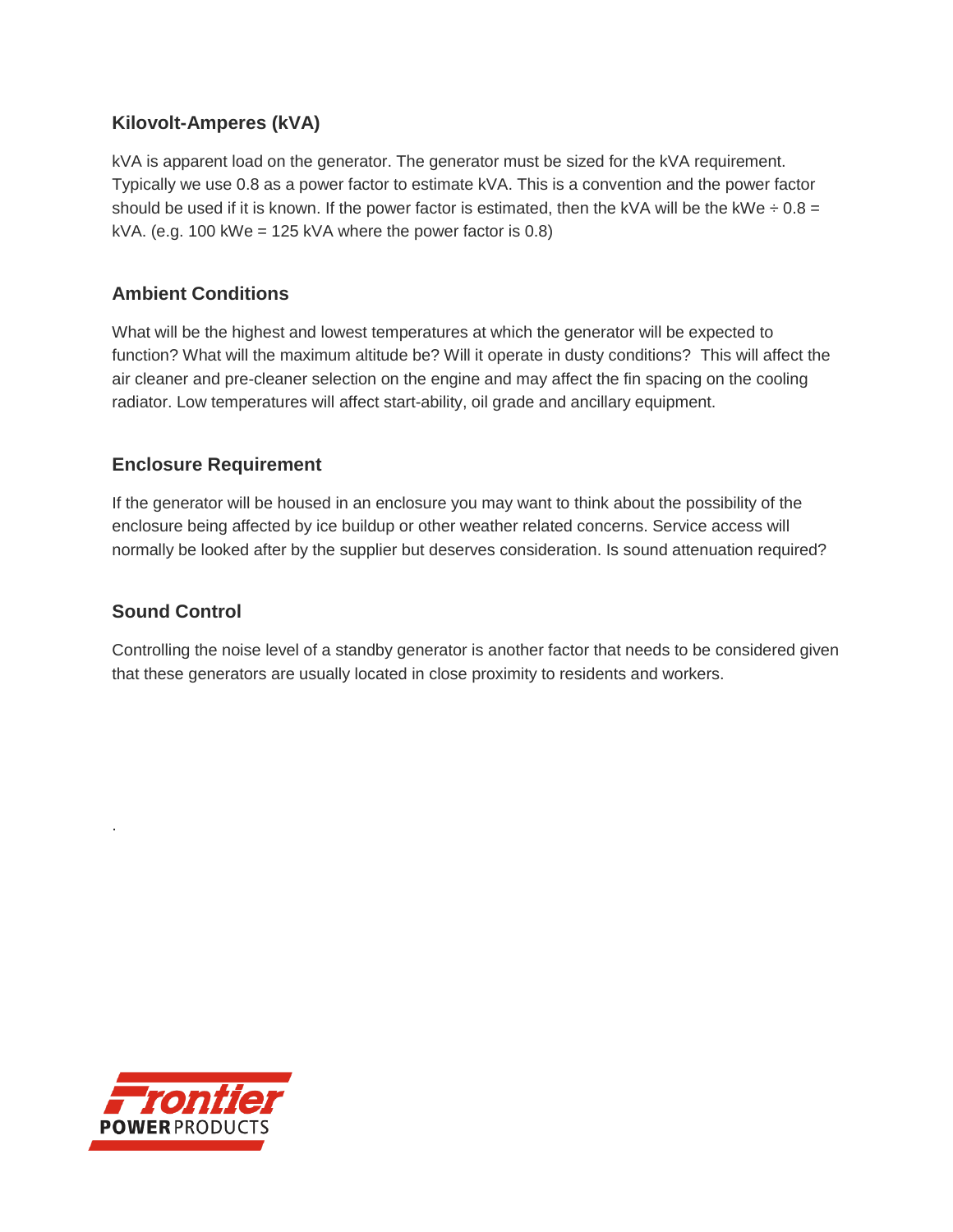## Kilovolt-Amperes (kVA)

kVA is apparent load on the generator. The generator must be sized for the kVA requirement. Typically we use 0.8 as a power factor to estimate kVA. This is a convention and the power factor should be used if it is known. If the power factor is estimated, then the kVA will be the kWe ÷ 0.8 = kVA. (e.g. 100 kWe = 125 kVA where the power factor is 0.8)

## Ambient Conditions

What will be the highest and lowest temperatures at which the generator will be expected to function? What will the maximum altitude be? Will it operate in dusty conditions? This will affect the air cleaner and pre-cleaner selection on the engine and may affect the fin spacing on the cooling radiator. Low temperatures will affect start-ability, oil grade and ancillary equipment.

## Enclosure Requirement

If the generator will be housed in an enclosure you may want to think about the possibility of the enclosure being affected by ice buildup or other weather related concerns. Service access will normally be looked after by the supplier but deserves consideration. Is sound attenuation required?

## Sound Control

Controlling the noise level of a standby generator is another factor that needs to be considered given that these generators are usually located in close proximity to residents and workers.